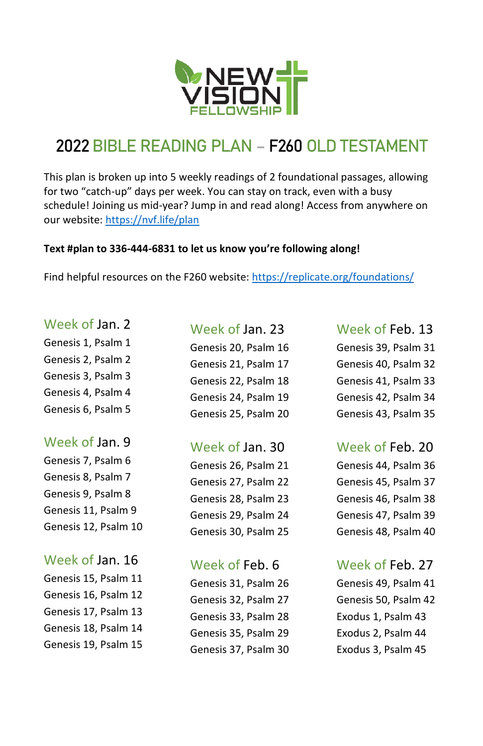NEW VISION FELLOWSHIP

# 2022 BIBLE READING PLAN – F260 OLD TESTAMENT

This plan is broken up into 5 weekly readings of 2 foundational passages, allowing for two "catch-up" days per week. You can stay on track, even with a busy schedule! Joining us mid-year? Jump in and read along! Access from anywhere on our website: https://nvf.life/plan

**Text #plan to 336-444-6831 to let us know you're following along!**

Find helpful resources on the F260 website: https://replicate.org/foundations/

## Week of Jan. 2

Genesis 1, Psalm 1
Genesis 2, Psalm 2
Genesis 3, Psalm 3
Genesis 4, Psalm 4
Genesis 6, Psalm 5

## Week of Jan. 9

Genesis 7, Psalm 6
Genesis 8, Psalm 7
Genesis 9, Psalm 8
Genesis 11, Psalm 9
Genesis 12, Psalm 10

## Week of Jan. 16

Genesis 15, Psalm 11
Genesis 16, Psalm 12
Genesis 17, Psalm 13
Genesis 18, Psalm 14
Genesis 19, Psalm 15

## Week of Jan. 23

Genesis 20, Psalm 16
Genesis 21, Psalm 17
Genesis 22, Psalm 18
Genesis 24, Psalm 19
Genesis 25, Psalm 20

## Week of Jan. 30

Genesis 26, Psalm 21
Genesis 27, Psalm 22
Genesis 28, Psalm 23
Genesis 29, Psalm 24
Genesis 30, Psalm 25

## Week of Feb. 6

Genesis 31, Psalm 26
Genesis 32, Psalm 27
Genesis 33, Psalm 28
Genesis 35, Psalm 29
Genesis 37, Psalm 30

## Week of Feb. 13

Genesis 39, Psalm 31
Genesis 40, Psalm 32
Genesis 41, Psalm 33
Genesis 42, Psalm 34
Genesis 43, Psalm 35

## Week of Feb. 20

Genesis 44, Psalm 36
Genesis 45, Psalm 37
Genesis 46, Psalm 38
Genesis 47, Psalm 39
Genesis 48, Psalm 40

## Week of Feb. 27

Genesis 49, Psalm 41
Genesis 50, Psalm 42
Exodus 1, Psalm 43
Exodus 2, Psalm 44
Exodus 3, Psalm 45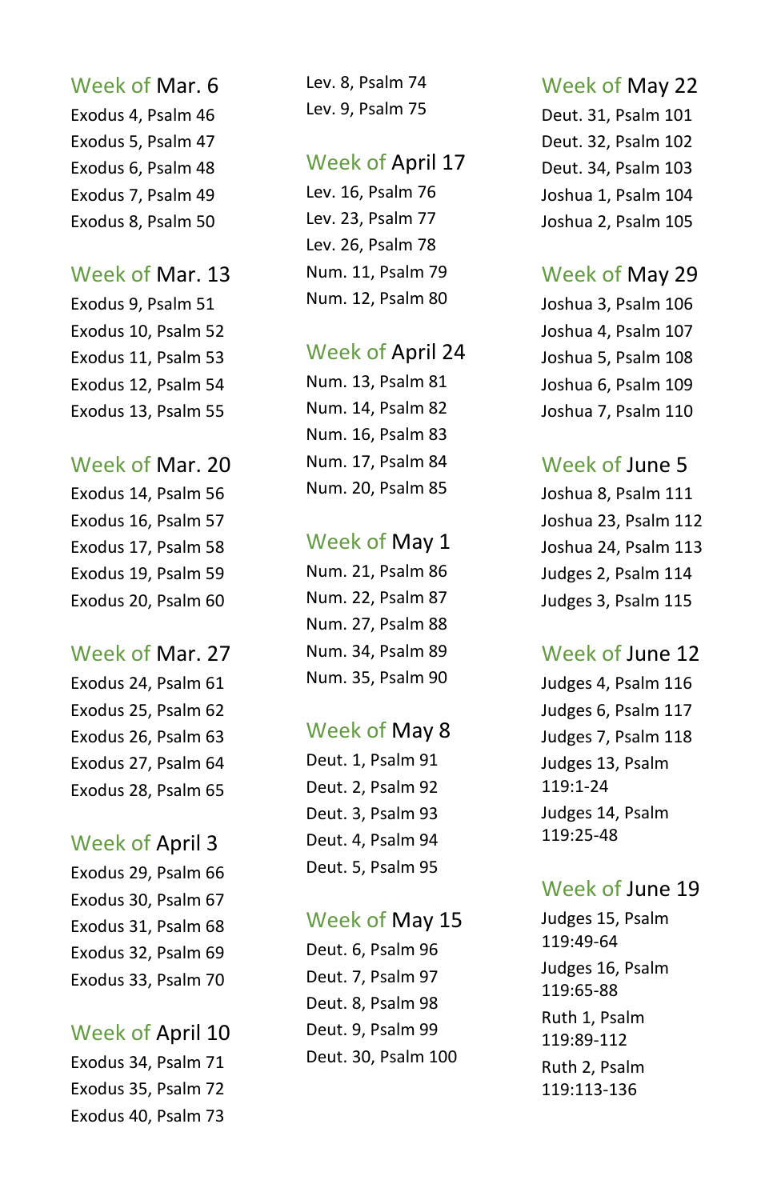## Week of Mar. 6

Exodus 4, Psalm 46
Exodus 5, Psalm 47
Exodus 6, Psalm 48
Exodus 7, Psalm 49
Exodus 8, Psalm 50

## Week of Mar. 13

Exodus 9, Psalm 51
Exodus 10, Psalm 52
Exodus 11, Psalm 53
Exodus 12, Psalm 54
Exodus 13, Psalm 55

## Week of Mar. 20

Exodus 14, Psalm 56
Exodus 16, Psalm 57
Exodus 17, Psalm 58
Exodus 19, Psalm 59
Exodus 20, Psalm 60

## Week of Mar. 27

Exodus 24, Psalm 61
Exodus 25, Psalm 62
Exodus 26, Psalm 63
Exodus 27, Psalm 64
Exodus 28, Psalm 65

## Week of April 3

Exodus 29, Psalm 66
Exodus 30, Psalm 67
Exodus 31, Psalm 68
Exodus 32, Psalm 69
Exodus 33, Psalm 70

## Week of April 10

Exodus 34, Psalm 71
Exodus 35, Psalm 72
Exodus 40, Psalm 73
Lev. 8, Psalm 74
Lev. 9, Psalm 75

## Week of April 17

Lev. 16, Psalm 76
Lev. 23, Psalm 77
Lev. 26, Psalm 78
Num. 11, Psalm 79
Num. 12, Psalm 80

## Week of April 24

Num. 13, Psalm 81
Num. 14, Psalm 82
Num. 16, Psalm 83
Num. 17, Psalm 84
Num. 20, Psalm 85

## Week of May 1

Num. 21, Psalm 86
Num. 22, Psalm 87
Num. 27, Psalm 88
Num. 34, Psalm 89
Num. 35, Psalm 90

## Week of May 8

Deut. 1, Psalm 91
Deut. 2, Psalm 92
Deut. 3, Psalm 93
Deut. 4, Psalm 94
Deut. 5, Psalm 95

## Week of May 15

Deut. 6, Psalm 96
Deut. 7, Psalm 97
Deut. 8, Psalm 98
Deut. 9, Psalm 99
Deut. 30, Psalm 100

## Week of May 22

Deut. 31, Psalm 101
Deut. 32, Psalm 102
Deut. 34, Psalm 103
Joshua 1, Psalm 104
Joshua 2, Psalm 105

## Week of May 29

Joshua 3, Psalm 106
Joshua 4, Psalm 107
Joshua 5, Psalm 108
Joshua 6, Psalm 109
Joshua 7, Psalm 110

## Week of June 5

Joshua 8, Psalm 111
Joshua 23, Psalm 112
Joshua 24, Psalm 113
Judges 2, Psalm 114
Judges 3, Psalm 115

## Week of June 12

Judges 4, Psalm 116
Judges 6, Psalm 117
Judges 7, Psalm 118
Judges 13, Psalm 119:1-24
Judges 14, Psalm 119:25-48

## Week of June 19

Judges 15, Psalm 119:49-64
Judges 16, Psalm 119:65-88
Ruth 1, Psalm 119:89-112
Ruth 2, Psalm 119:113-136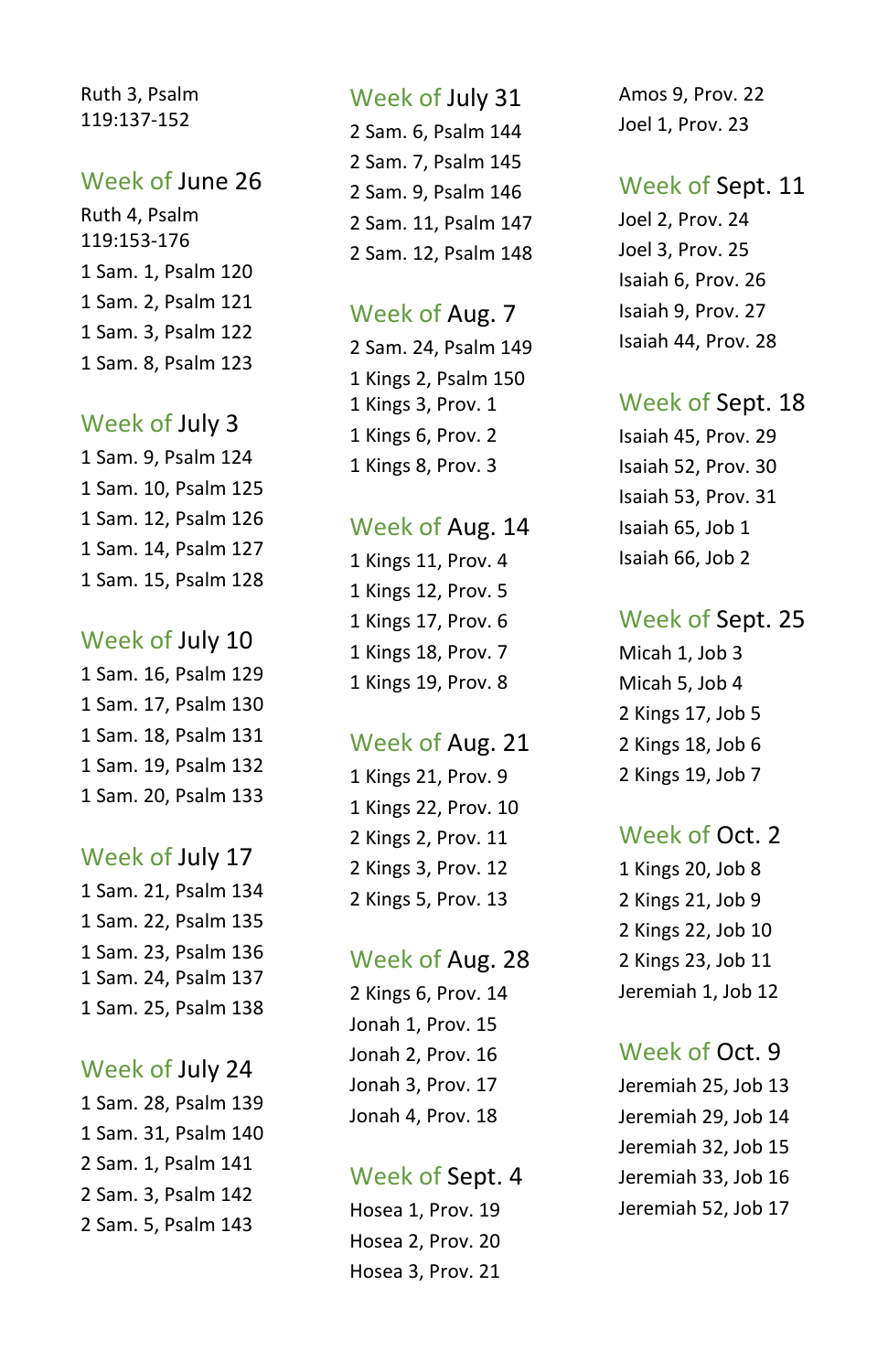Ruth 3, Psalm 119:137-152

## Week of June 26

Ruth 4, Psalm 119:153-176

1 Sam. 1, Psalm 120

1 Sam. 2, Psalm 121

1 Sam. 3, Psalm 122

1 Sam. 8, Psalm 123

## Week of July 3

1 Sam. 9, Psalm 124

1 Sam. 10, Psalm 125

1 Sam. 12, Psalm 126

1 Sam. 14, Psalm 127

1 Sam. 15, Psalm 128

## Week of July 10

1 Sam. 16, Psalm 129

1 Sam. 17, Psalm 130

1 Sam. 18, Psalm 131

1 Sam. 19, Psalm 132

1 Sam. 20, Psalm 133

## Week of July 17

1 Sam. 21, Psalm 134

1 Sam. 22, Psalm 135

1 Sam. 23, Psalm 136

1 Sam. 24, Psalm 137

1 Sam. 25, Psalm 138

## Week of July 24

1 Sam. 28, Psalm 139

1 Sam. 31, Psalm 140

2 Sam. 1, Psalm 141

2 Sam. 3, Psalm 142

2 Sam. 5, Psalm 143

## Week of July 31

2 Sam. 6, Psalm 144

2 Sam. 7, Psalm 145

2 Sam. 9, Psalm 146

2 Sam. 11, Psalm 147

2 Sam. 12, Psalm 148

## Week of Aug. 7

2 Sam. 24, Psalm 149

1 Kings 2, Psalm 150

1 Kings 3, Prov. 1

1 Kings 6, Prov. 2

1 Kings 8, Prov. 3

## Week of Aug. 14

1 Kings 11, Prov. 4

1 Kings 12, Prov. 5

1 Kings 17, Prov. 6

1 Kings 18, Prov. 7

1 Kings 19, Prov. 8

## Week of Aug. 21

1 Kings 21, Prov. 9

1 Kings 22, Prov. 10

2 Kings 2, Prov. 11

2 Kings 3, Prov. 12

2 Kings 5, Prov. 13

## Week of Aug. 28

2 Kings 6, Prov. 14

Jonah 1, Prov. 15

Jonah 2, Prov. 16

Jonah 3, Prov. 17

Jonah 4, Prov. 18

## Week of Sept. 4

Hosea 1, Prov. 19

Hosea 2, Prov. 20

Hosea 3, Prov. 21

Amos 9, Prov. 22

Joel 1, Prov. 23

## Week of Sept. 11

Joel 2, Prov. 24

Joel 3, Prov. 25

Isaiah 6, Prov. 26

Isaiah 9, Prov. 27

Isaiah 44, Prov. 28

## Week of Sept. 18

Isaiah 45, Prov. 29

Isaiah 52, Prov. 30

Isaiah 53, Prov. 31

Isaiah 65, Job 1

Isaiah 66, Job 2

## Week of Sept. 25

Micah 1, Job 3

Micah 5, Job 4

2 Kings 17, Job 5

2 Kings 18, Job 6

2 Kings 19, Job 7

## Week of Oct. 2

1 Kings 20, Job 8

2 Kings 21, Job 9

2 Kings 22, Job 10

2 Kings 23, Job 11

Jeremiah 1, Job 12

## Week of Oct. 9

Jeremiah 25, Job 13

Jeremiah 29, Job 14

Jeremiah 32, Job 15

Jeremiah 33, Job 16

Jeremiah 52, Job 17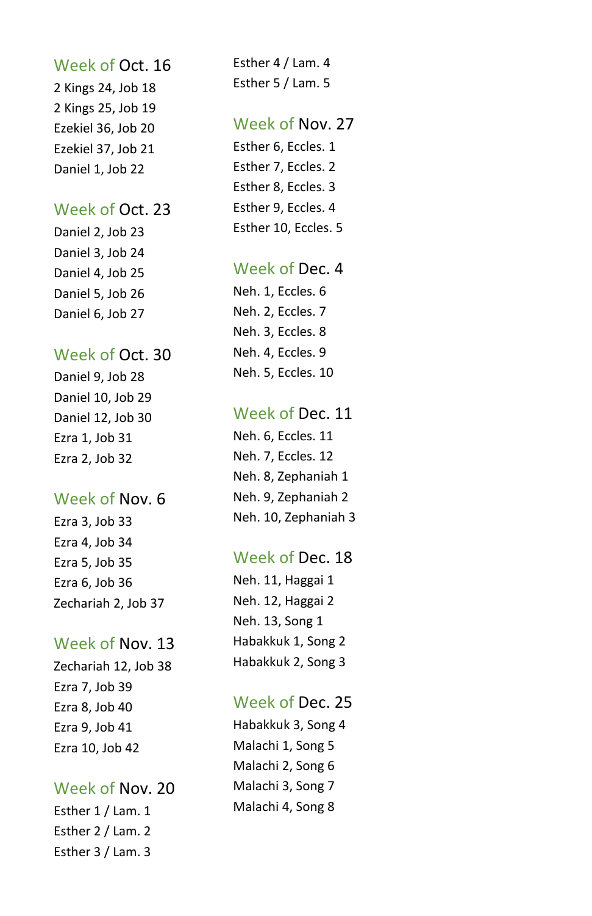## Week of Oct. 16

2 Kings 24, Job 18
2 Kings 25, Job 19
Ezekiel 36, Job 20
Ezekiel 37, Job 21
Daniel 1, Job 22

## Week of Oct. 23

Daniel 2, Job 23
Daniel 3, Job 24
Daniel 4, Job 25
Daniel 5, Job 26
Daniel 6, Job 27

## Week of Oct. 30

Daniel 9, Job 28
Daniel 10, Job 29
Daniel 12, Job 30
Ezra 1, Job 31
Ezra 2, Job 32

## Week of Nov. 6

Ezra 3, Job 33
Ezra 4, Job 34
Ezra 5, Job 35
Ezra 6, Job 36
Zechariah 2, Job 37

## Week of Nov. 13

Zechariah 12, Job 38
Ezra 7, Job 39
Ezra 8, Job 40
Ezra 9, Job 41
Ezra 10, Job 42

## Week of Nov. 20

Esther 1 / Lam. 1
Esther 2 / Lam. 2
Esther 3 / Lam. 3
Esther 4 / Lam. 4
Esther 5 / Lam. 5

## Week of Nov. 27

Esther 6, Eccles. 1
Esther 7, Eccles. 2
Esther 8, Eccles. 3
Esther 9, Eccles. 4
Esther 10, Eccles. 5

## Week of Dec. 4

Neh. 1, Eccles. 6
Neh. 2, Eccles. 7
Neh. 3, Eccles. 8
Neh. 4, Eccles. 9
Neh. 5, Eccles. 10

## Week of Dec. 11

Neh. 6, Eccles. 11
Neh. 7, Eccles. 12
Neh. 8, Zephaniah 1
Neh. 9, Zephaniah 2
Neh. 10, Zephaniah 3

## Week of Dec. 18

Neh. 11, Haggai 1
Neh. 12, Haggai 2
Neh. 13, Song 1
Habakkuk 1, Song 2
Habakkuk 2, Song 3

## Week of Dec. 25

Habakkuk 3, Song 4
Malachi 1, Song 5
Malachi 2, Song 6
Malachi 3, Song 7
Malachi 4, Song 8